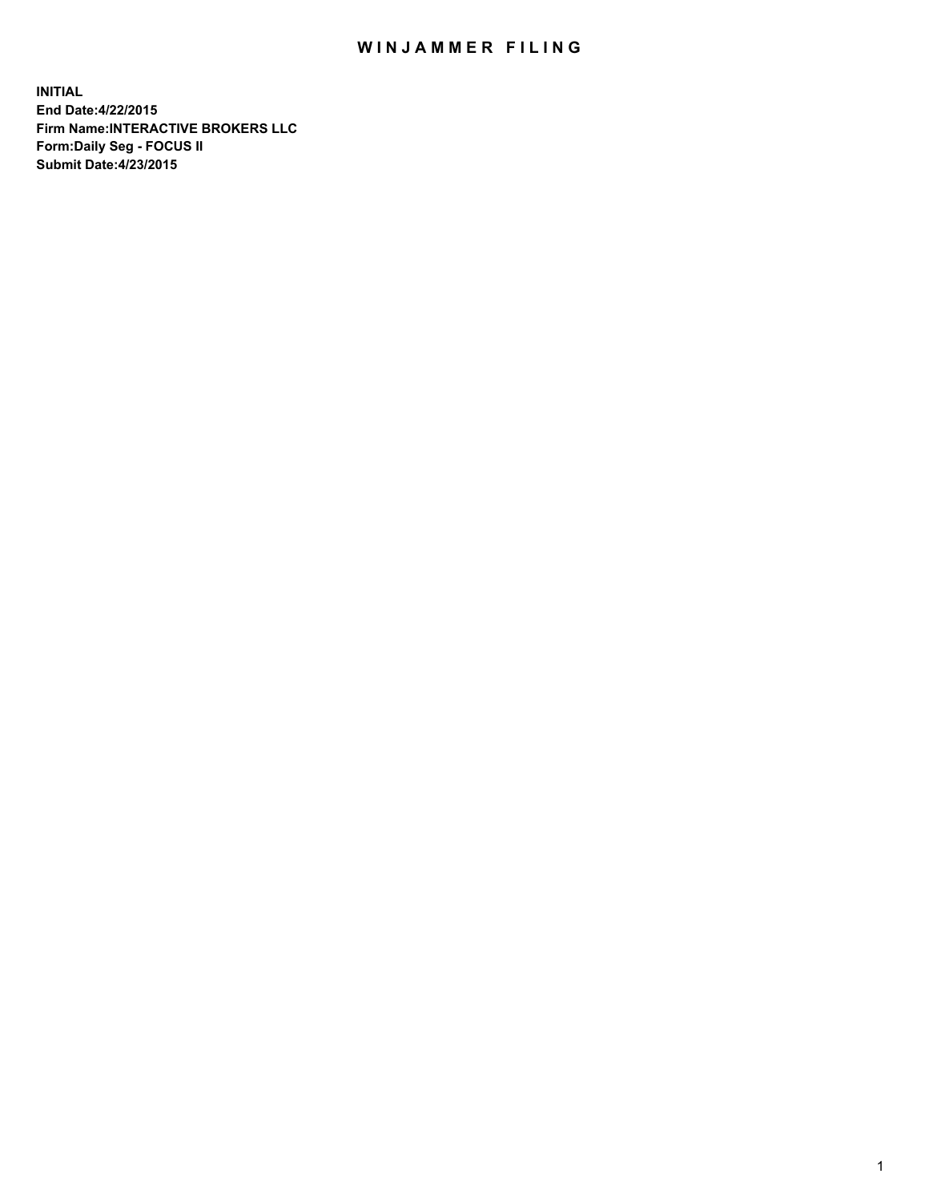# WINJAMMER FILING

**INITIAL**
**End Date:4/22/2015**
**Firm Name:INTERACTIVE BROKERS LLC**
**Form:Daily Seg - FOCUS II**
**Submit Date:4/23/2015**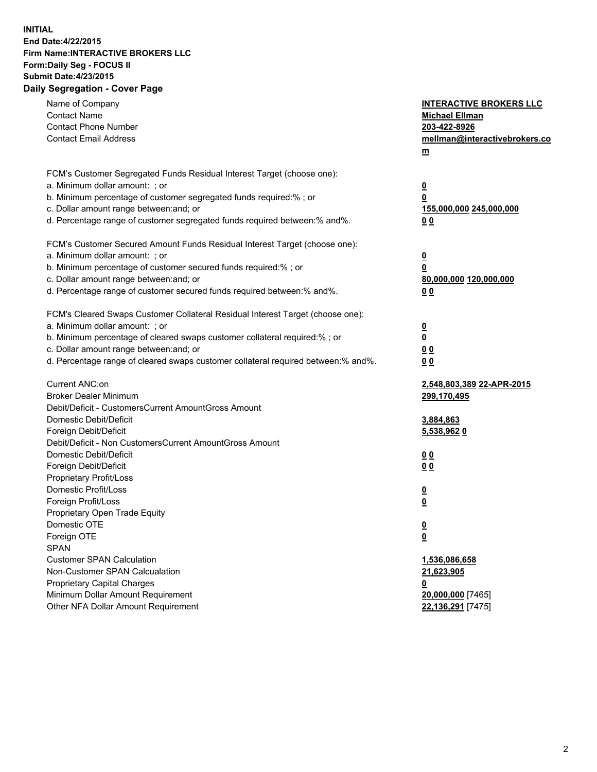**INITIAL**
**End Date:4/22/2015**
**Firm Name:INTERACTIVE BROKERS LLC**
**Form:Daily Seg - FOCUS II**
**Submit Date:4/23/2015**

## Daily Segregation - Cover Page

| | |
|---|---|
| Name of Company | **INTERACTIVE BROKERS LLC** |
| Contact Name | **Michael Ellman** |
| Contact Phone Number | **203-422-8926** |
| Contact Email Address | **mellman@interactivebrokers.com** |
| | |
| FCM's Customer Segregated Funds Residual Interest Target (choose one): | |
| a. Minimum dollar amount: ; or | **0** |
| b. Minimum percentage of customer segregated funds required:% ; or | **0** |
| c. Dollar amount range between:and; or | **155,000,000** **245,000,000** |
| d. Percentage range of customer segregated funds required between:% and%. | **0** **0** |
| | |
| FCM's Customer Secured Amount Funds Residual Interest Target (choose one): | |
| a. Minimum dollar amount: ; or | **0** |
| b. Minimum percentage of customer secured funds required:% ; or | **0** |
| c. Dollar amount range between:and; or | **80,000,000** **120,000,000** |
| d. Percentage range of customer secured funds required between:% and%. | **0** **0** |
| | |
| FCM's Cleared Swaps Customer Collateral Residual Interest Target (choose one): | |
| a. Minimum dollar amount: ; or | **0** |
| b. Minimum percentage of cleared swaps customer collateral required:% ; or | **0** |
| c. Dollar amount range between:and; or | **0** **0** |
| d. Percentage range of cleared swaps customer collateral required between:% and%. | **0** **0** |
| | |
| Current ANC:on | **2,548,803,389** **22-APR-2015** |
| Broker Dealer Minimum | **299,170,495** |
| Debit/Deficit - CustomersCurrent AmountGross Amount | |
| Domestic Debit/Deficit | **3,884,863** |
| Foreign Debit/Deficit | **5,538,962** **0** |
| Debit/Deficit - Non CustomersCurrent AmountGross Amount | |
| Domestic Debit/Deficit | **0** **0** |
| Foreign Debit/Deficit | **0** **0** |
| Proprietary Profit/Loss | |
| Domestic Profit/Loss | **0** |
| Foreign Profit/Loss | **0** |
| Proprietary Open Trade Equity | |
| Domestic OTE | **0** |
| Foreign OTE | **0** |
| SPAN | |
| Customer SPAN Calculation | **1,536,086,658** |
| Non-Customer SPAN Calcualation | **21,623,905** |
| Proprietary Capital Charges | **0** |
| Minimum Dollar Amount Requirement | **20,000,000** [7465] |
| Other NFA Dollar Amount Requirement | **22,136,291** [7475] |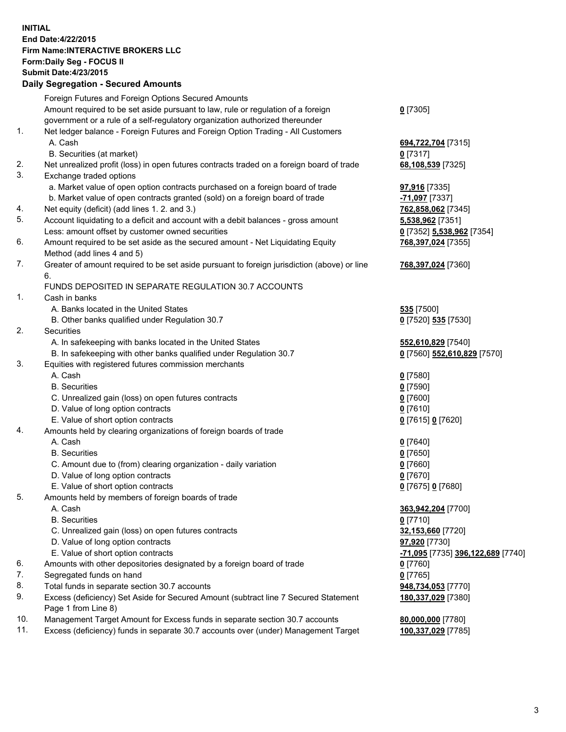**INITIAL**
**End Date:4/22/2015**
**Firm Name:INTERACTIVE BROKERS LLC**
**Form:Daily Seg - FOCUS II**
**Submit Date:4/23/2015**

## Daily Segregation - Secured Amounts

| | | |
|---|---|---|
| | Foreign Futures and Foreign Options Secured Amounts | |
| | Amount required to be set aside pursuant to law, rule or regulation of a foreign government or a rule of a self-regulatory organization authorized thereunder | **0** [7305] |
| 1. | Net ledger balance - Foreign Futures and Foreign Option Trading - All Customers | |
| | A. Cash | **694,722,704** [7315] |
| | B. Securities (at market) | **0** [7317] |
| 2. | Net unrealized profit (loss) in open futures contracts traded on a foreign board of trade | **68,108,539** [7325] |
| 3. | Exchange traded options | |
| | a. Market value of open option contracts purchased on a foreign board of trade | **97,916** [7335] |
| | b. Market value of open contracts granted (sold) on a foreign board of trade | **-71,097** [7337] |
| 4. | Net equity (deficit) (add lines 1. 2. and 3.) | **762,858,062** [7345] |
| 5. | Account liquidating to a deficit and account with a debit balances - gross amount | **5,538,962** [7351] |
| | Less: amount offset by customer owned securities | **0** [7352] **5,538,962** [7354] |
| 6. | Amount required to be set aside as the secured amount - Net Liquidating Equity Method (add lines 4 and 5) | **768,397,024** [7355] |
| 7. | Greater of amount required to be set aside pursuant to foreign jurisdiction (above) or line 6. | **768,397,024** [7360] |
| | FUNDS DEPOSITED IN SEPARATE REGULATION 30.7 ACCOUNTS | |
| 1. | Cash in banks | |
| | A. Banks located in the United States | **535** [7500] |
| | B. Other banks qualified under Regulation 30.7 | **0** [7520] **535** [7530] |
| 2. | Securities | |
| | A. In safekeeping with banks located in the United States | **552,610,829** [7540] |
| | B. In safekeeping with other banks qualified under Regulation 30.7 | **0** [7560] **552,610,829** [7570] |
| 3. | Equities with registered futures commission merchants | |
| | A. Cash | **0** [7580] |
| | B. Securities | **0** [7590] |
| | C. Unrealized gain (loss) on open futures contracts | **0** [7600] |
| | D. Value of long option contracts | **0** [7610] |
| | E. Value of short option contracts | **0** [7615] **0** [7620] |
| 4. | Amounts held by clearing organizations of foreign boards of trade | |
| | A. Cash | **0** [7640] |
| | B. Securities | **0** [7650] |
| | C. Amount due to (from) clearing organization - daily variation | **0** [7660] |
| | D. Value of long option contracts | **0** [7670] |
| | E. Value of short option contracts | **0** [7675] **0** [7680] |
| 5. | Amounts held by members of foreign boards of trade | |
| | A. Cash | **363,942,204** [7700] |
| | B. Securities | **0** [7710] |
| | C. Unrealized gain (loss) on open futures contracts | **32,153,660** [7720] |
| | D. Value of long option contracts | **97,920** [7730] |
| | E. Value of short option contracts | **-71,095** [7735] **396,122,689** [7740] |
| 6. | Amounts with other depositories designated by a foreign board of trade | **0** [7760] |
| 7. | Segregated funds on hand | **0** [7765] |
| 8. | Total funds in separate section 30.7 accounts | **948,734,053** [7770] |
| 9. | Excess (deficiency) Set Aside for Secured Amount (subtract line 7 Secured Statement Page 1 from Line 8) | **180,337,029** [7380] |
| 10. | Management Target Amount for Excess funds in separate section 30.7 accounts | **80,000,000** [7780] |
| 11. | Excess (deficiency) funds in separate 30.7 accounts over (under) Management Target | **100,337,029** [7785] |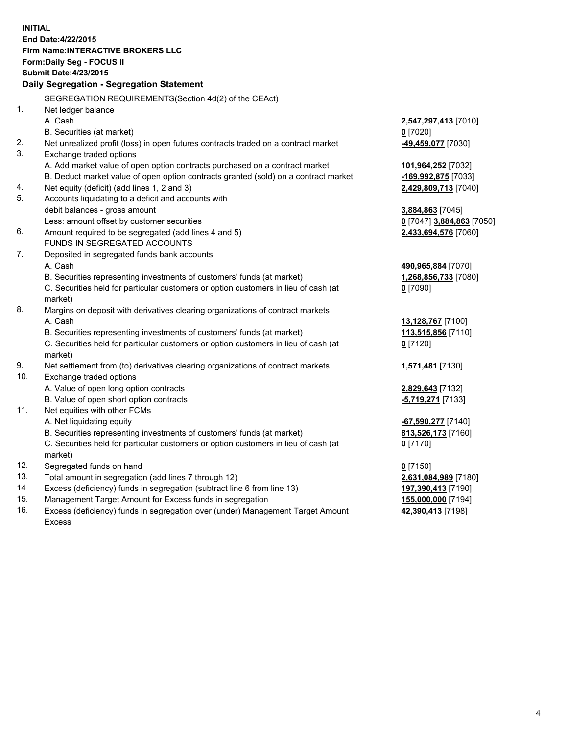**INITIAL**
**End Date:4/22/2015**
**Firm Name:INTERACTIVE BROKERS LLC**
**Form:Daily Seg - FOCUS II**
**Submit Date:4/23/2015**

**Daily Segregation - Segregation Statement**

SEGREGATION REQUIREMENTS(Section 4d(2) of the CEAct)

| | | |
|---|---|---|
| 1. | Net ledger balance | |
| | A. Cash | **2,547,297,413** [7010] |
| | B. Securities (at market) | **0** [7020] |
| 2. | Net unrealized profit (loss) in open futures contracts traded on a contract market | **-49,459,077** [7030] |
| 3. | Exchange traded options | |
| | A. Add market value of open option contracts purchased on a contract market | **101,964,252** [7032] |
| | B. Deduct market value of open option contracts granted (sold) on a contract market | **-169,992,875** [7033] |
| 4. | Net equity (deficit) (add lines 1, 2 and 3) | **2,429,809,713** [7040] |
| 5. | Accounts liquidating to a deficit and accounts with debit balances - gross amount | **3,884,863** [7045] |
| | Less: amount offset by customer securities | **0** [7047] **3,884,863** [7050] |
| 6. | Amount required to be segregated (add lines 4 and 5) | **2,433,694,576** [7060] |
| | FUNDS IN SEGREGATED ACCOUNTS | |
| 7. | Deposited in segregated funds bank accounts | |
| | A. Cash | **490,965,884** [7070] |
| | B. Securities representing investments of customers' funds (at market) | **1,268,856,733** [7080] |
| | C. Securities held for particular customers or option customers in lieu of cash (at market) | **0** [7090] |
| 8. | Margins on deposit with derivatives clearing organizations of contract markets | |
| | A. Cash | **13,128,767** [7100] |
| | B. Securities representing investments of customers' funds (at market) | **113,515,856** [7110] |
| | C. Securities held for particular customers or option customers in lieu of cash (at market) | **0** [7120] |
| 9. | Net settlement from (to) derivatives clearing organizations of contract markets | **1,571,481** [7130] |
| 10. | Exchange traded options | |
| | A. Value of open long option contracts | **2,829,643** [7132] |
| | B. Value of open short option contracts | **-5,719,271** [7133] |
| 11. | Net equities with other FCMs | |
| | A. Net liquidating equity | **-67,590,277** [7140] |
| | B. Securities representing investments of customers' funds (at market) | **813,526,173** [7160] |
| | C. Securities held for particular customers or option customers in lieu of cash (at market) | **0** [7170] |
| 12. | Segregated funds on hand | **0** [7150] |
| 13. | Total amount in segregation (add lines 7 through 12) | **2,631,084,989** [7180] |
| 14. | Excess (deficiency) funds in segregation (subtract line 6 from line 13) | **197,390,413** [7190] |
| 15. | Management Target Amount for Excess funds in segregation | **155,000,000** [7194] |
| 16. | Excess (deficiency) funds in segregation over (under) Management Target Amount Excess | **42,390,413** [7198] |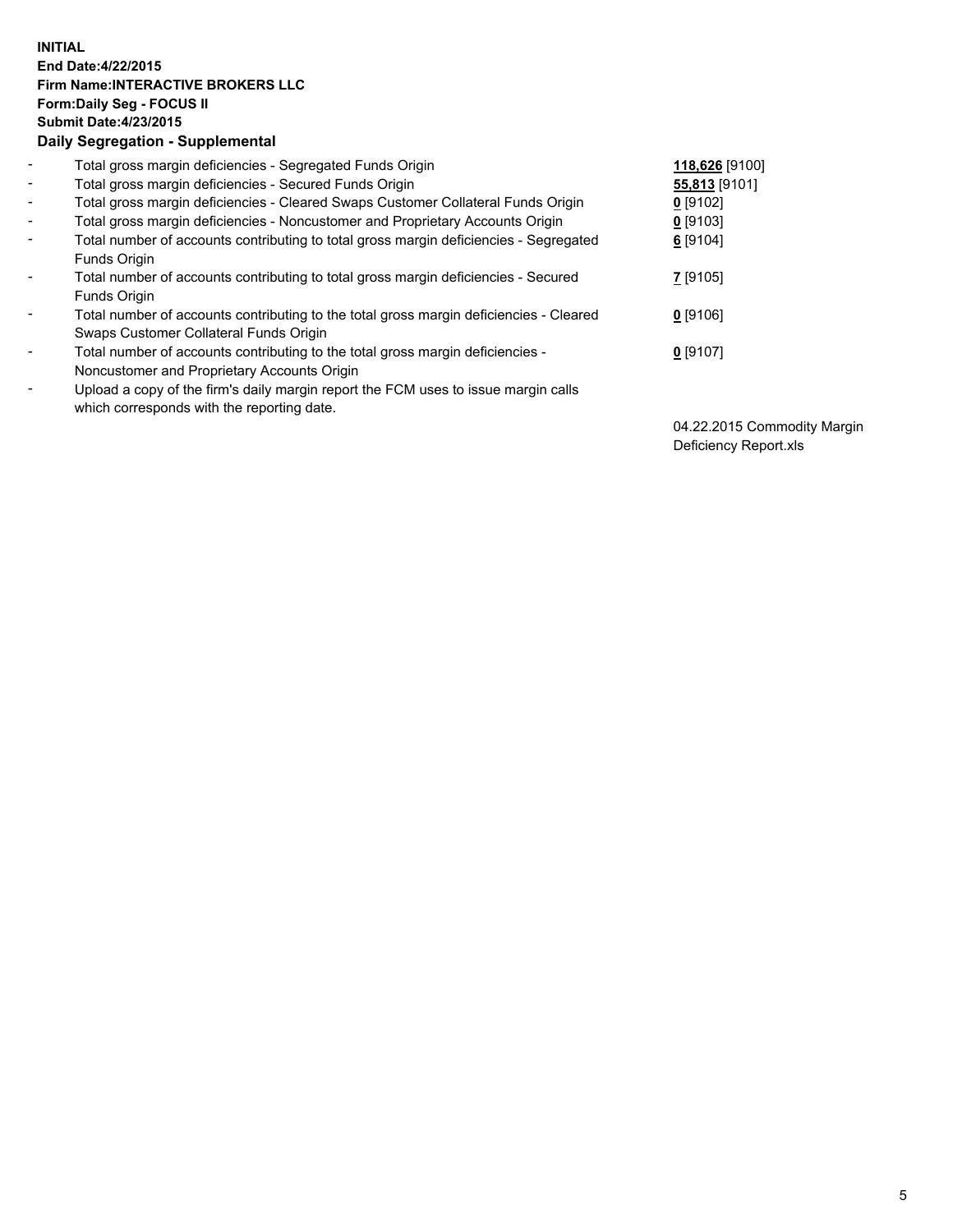**INITIAL**
**End Date:4/22/2015**
**Firm Name:INTERACTIVE BROKERS LLC**
**Form:Daily Seg - FOCUS II**
**Submit Date:4/23/2015**

**Daily Segregation - Supplemental**

| | | |
|---|---|---|
| - | Total gross margin deficiencies - Segregated Funds Origin | **118,626** [9100] |
| - | Total gross margin deficiencies - Secured Funds Origin | **55,813** [9101] |
| - | Total gross margin deficiencies - Cleared Swaps Customer Collateral Funds Origin | **0** [9102] |
| - | Total gross margin deficiencies - Noncustomer and Proprietary Accounts Origin | **0** [9103] |
| - | Total number of accounts contributing to total gross margin deficiencies - Segregated Funds Origin | **6** [9104] |
| - | Total number of accounts contributing to total gross margin deficiencies - Secured Funds Origin | **7** [9105] |
| - | Total number of accounts contributing to the total gross margin deficiencies - Cleared Swaps Customer Collateral Funds Origin | **0** [9106] |
| - | Total number of accounts contributing to the total gross margin deficiencies - Noncustomer and Proprietary Accounts Origin | **0** [9107] |
| - | Upload a copy of the firm's daily margin report the FCM uses to issue margin calls which corresponds with the reporting date. | 04.22.2015 Commodity Margin Deficiency Report.xls |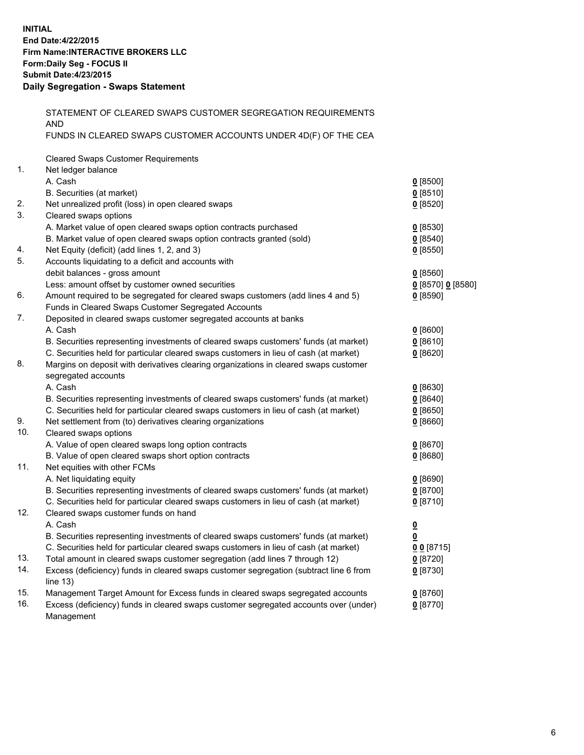**INITIAL**
**End Date:4/22/2015**
**Firm Name:INTERACTIVE BROKERS LLC**
**Form:Daily Seg - FOCUS II**
**Submit Date:4/23/2015**
**Daily Segregation - Swaps Statement**

STATEMENT OF CLEARED SWAPS CUSTOMER SEGREGATION REQUIREMENTS
AND
FUNDS IN CLEARED SWAPS CUSTOMER ACCOUNTS UNDER 4D(F) OF THE CEA

| | | |
|---|---|---|
| | Cleared Swaps Customer Requirements | |
| 1. | Net ledger balance | |
| | A. Cash | 0 [8500] |
| | B. Securities (at market) | 0 [8510] |
| 2. | Net unrealized profit (loss) in open cleared swaps | 0 [8520] |
| 3. | Cleared swaps options | |
| | A. Market value of open cleared swaps option contracts purchased | 0 [8530] |
| | B. Market value of open cleared swaps option contracts granted (sold) | 0 [8540] |
| 4. | Net Equity (deficit) (add lines 1, 2, and 3) | 0 [8550] |
| 5. | Accounts liquidating to a deficit and accounts with debit balances - gross amount | 0 [8560] |
| | Less: amount offset by customer owned securities | 0 [8570] 0 [8580] |
| 6. | Amount required to be segregated for cleared swaps customers (add lines 4 and 5) | 0 [8590] |
| | Funds in Cleared Swaps Customer Segregated Accounts | |
| 7. | Deposited in cleared swaps customer segregated accounts at banks | |
| | A. Cash | 0 [8600] |
| | B. Securities representing investments of cleared swaps customers' funds (at market) | 0 [8610] |
| | C. Securities held for particular cleared swaps customers in lieu of cash (at market) | 0 [8620] |
| 8. | Margins on deposit with derivatives clearing organizations in cleared swaps customer segregated accounts | |
| | A. Cash | 0 [8630] |
| | B. Securities representing investments of cleared swaps customers' funds (at market) | 0 [8640] |
| | C. Securities held for particular cleared swaps customers in lieu of cash (at market) | 0 [8650] |
| 9. | Net settlement from (to) derivatives clearing organizations | 0 [8660] |
| 10. | Cleared swaps options | |
| | A. Value of open cleared swaps long option contracts | 0 [8670] |
| | B. Value of open cleared swaps short option contracts | 0 [8680] |
| 11. | Net equities with other FCMs | |
| | A. Net liquidating equity | 0 [8690] |
| | B. Securities representing investments of cleared swaps customers' funds (at market) | 0 [8700] |
| | C. Securities held for particular cleared swaps customers in lieu of cash (at market) | 0 [8710] |
| 12. | Cleared swaps customer funds on hand | |
| | A. Cash | 0 |
| | B. Securities representing investments of cleared swaps customers' funds (at market) | 0 |
| | C. Securities held for particular cleared swaps customers in lieu of cash (at market) | 0 0 [8715] |
| 13. | Total amount in cleared swaps customer segregation (add lines 7 through 12) | 0 [8720] |
| 14. | Excess (deficiency) funds in cleared swaps customer segregation (subtract line 6 from line 13) | 0 [8730] |
| 15. | Management Target Amount for Excess funds in cleared swaps segregated accounts | 0 [8760] |
| 16. | Excess (deficiency) funds in cleared swaps customer segregated accounts over (under) Management | 0 [8770] |